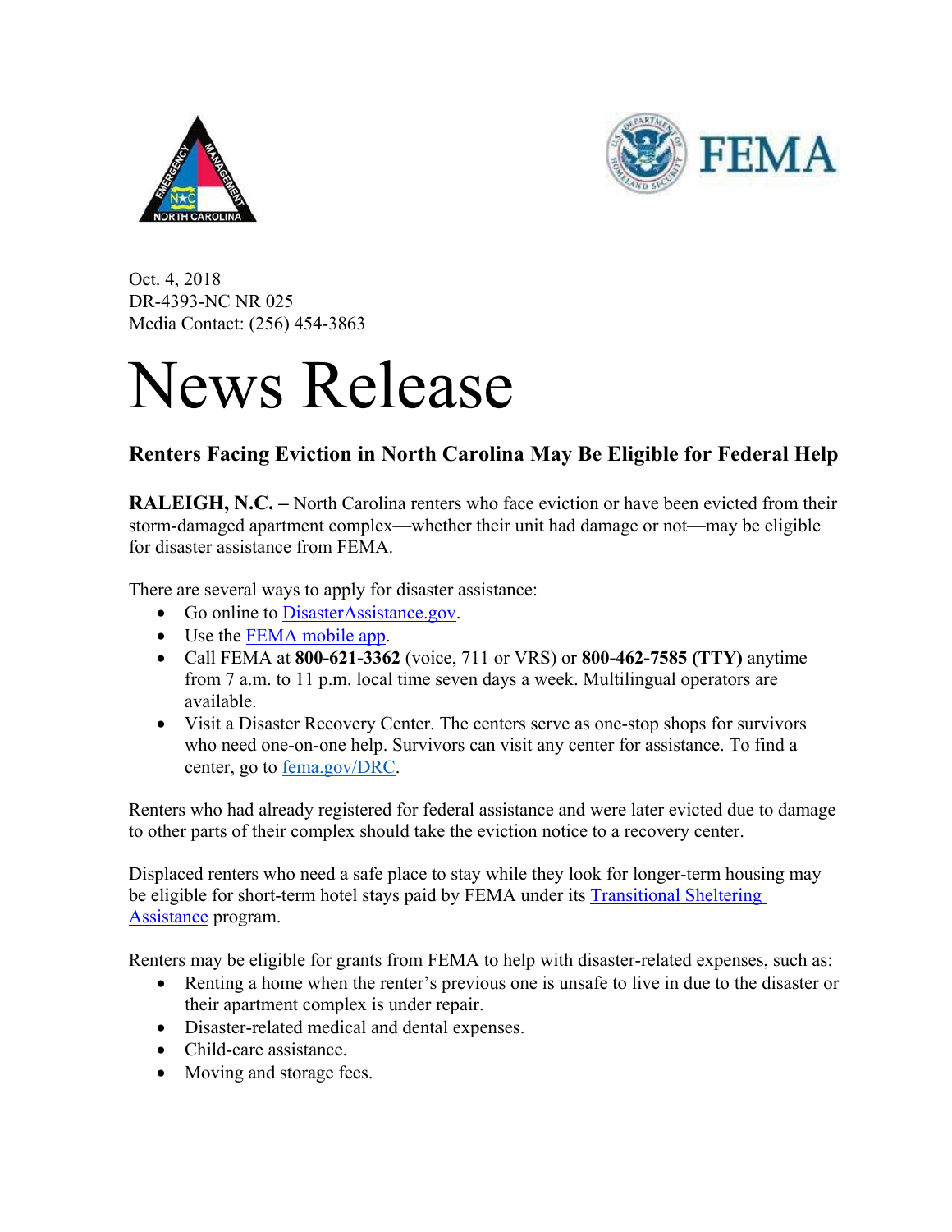Oct. 4, 2018
DR-4393-NC NR 025
Media Contact: (256) 454-3863

# News Release

## Renters Facing Eviction in North Carolina May Be Eligible for Federal Help

**RALEIGH, N.C. –** North Carolina renters who face eviction or have been evicted from their storm-damaged apartment complex—whether their unit had damage or not—may be eligible for disaster assistance from FEMA.

There are several ways to apply for disaster assistance:

- Go online to DisasterAssistance.gov.
- Use the FEMA mobile app.
- Call FEMA at **800-621-3362** (voice, 711 or VRS) or **800-462-7585 (TTY)** anytime from 7 a.m. to 11 p.m. local time seven days a week. Multilingual operators are available.
- Visit a Disaster Recovery Center. The centers serve as one-stop shops for survivors who need one-on-one help. Survivors can visit any center for assistance. To find a center, go to fema.gov/DRC.

Renters who had already registered for federal assistance and were later evicted due to damage to other parts of their complex should take the eviction notice to a recovery center.

Displaced renters who need a safe place to stay while they look for longer-term housing may be eligible for short-term hotel stays paid by FEMA under its Transitional Sheltering Assistance program.

Renters may be eligible for grants from FEMA to help with disaster-related expenses, such as:

- Renting a home when the renter's previous one is unsafe to live in due to the disaster or their apartment complex is under repair.
- Disaster-related medical and dental expenses.
- Child-care assistance.
- Moving and storage fees.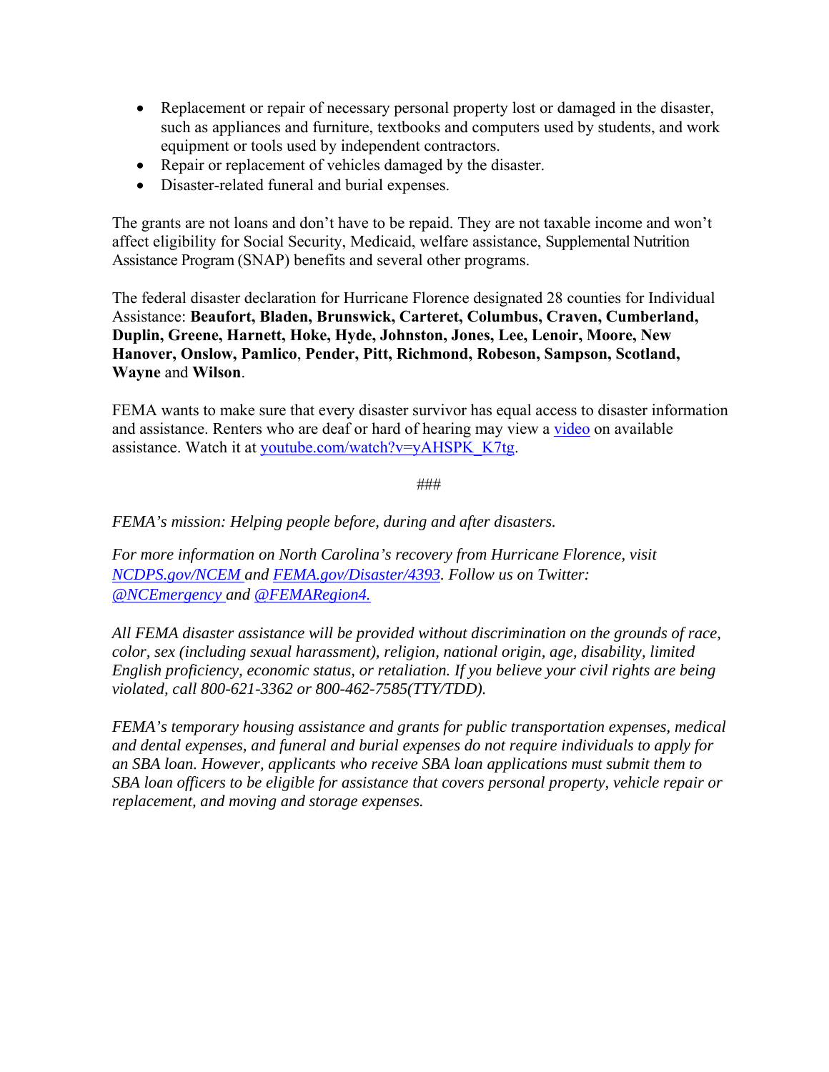- Replacement or repair of necessary personal property lost or damaged in the disaster, such as appliances and furniture, textbooks and computers used by students, and work equipment or tools used by independent contractors.
- Repair or replacement of vehicles damaged by the disaster.
- Disaster-related funeral and burial expenses.

The grants are not loans and don't have to be repaid. They are not taxable income and won't affect eligibility for Social Security, Medicaid, welfare assistance, Supplemental Nutrition Assistance Program (SNAP) benefits and several other programs.

The federal disaster declaration for Hurricane Florence designated 28 counties for Individual Assistance: **Beaufort, Bladen, Brunswick, Carteret, Columbus, Craven, Cumberland, Duplin, Greene, Harnett, Hoke, Hyde, Johnston, Jones, Lee, Lenoir, Moore, New Hanover, Onslow, Pamlico**, **Pender, Pitt, Richmond, Robeson, Sampson, Scotland, Wayne** and **Wilson**.

FEMA wants to make sure that every disaster survivor has equal access to disaster information and assistance. Renters who are deaf or hard of hearing may view a video on available assistance. Watch it at youtube.com/watch?v=yAHSPK_K7tg.

###

*FEMA's mission: Helping people before, during and after disasters.*

*For more information on North Carolina's recovery from Hurricane Florence, visit NCDPS.gov/NCEM and FEMA.gov/Disaster/4393. Follow us on Twitter: @NCEmergency and @FEMARegion4.*

*All FEMA disaster assistance will be provided without discrimination on the grounds of race, color, sex (including sexual harassment), religion, national origin, age, disability, limited English proficiency, economic status, or retaliation. If you believe your civil rights are being violated, call 800-621-3362 or 800-462-7585(TTY/TDD).*

*FEMA's temporary housing assistance and grants for public transportation expenses, medical and dental expenses, and funeral and burial expenses do not require individuals to apply for an SBA loan. However, applicants who receive SBA loan applications must submit them to SBA loan officers to be eligible for assistance that covers personal property, vehicle repair or replacement, and moving and storage expenses.*